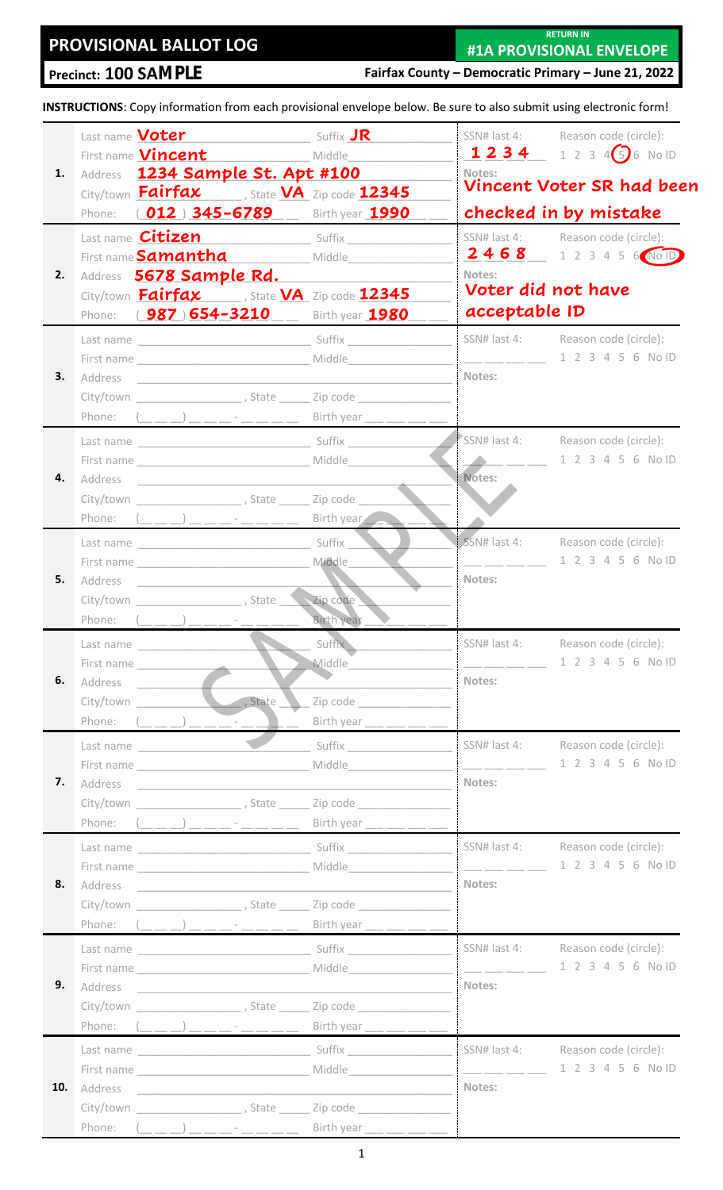# PROVISIONAL BALLOT LOG

**RETURN IN #1A PROVISIONAL ENVELOPE**

**Precinct: 100 SAMPLE**

**Fairfax County – Democratic Primary – June 21, 2022**

**INSTRUCTIONS**: Copy information from each provisional envelope below. Be sure to also submit using electronic form!

| # | Voter information | SSN# last 4 / Reason code (circle) / Notes |
|---|---|---|
| 1. | Last name **Voter** Suffix **JR**<br>First name **Vincent** Middle ___<br>Address **1234 Sample St. Apt #100**<br>City/town **Fairfax**, State **VA** Zip code **12345**<br>Phone: (**012**) **345-6789** Birth year **1990** | SSN# last 4: **1234**<br>Reason code (circle): 1 2 3 4 (5) 6 No ID — **5 circled**<br>Notes: **Vincent Voter SR had been checked in by mistake** |
| 2. | Last name **Citizen** Suffix ___<br>First name **Samantha** Middle ___<br>Address **5678 Sample Rd.**<br>City/town **Fairfax**, State **VA** Zip code **12345**<br>Phone: (**987**) **654-3210** Birth year **1980** | SSN# last 4: **2468**<br>Reason code (circle): 1 2 3 4 5 6 (No ID) — **No ID circled**<br>Notes: **Voter did not have acceptable ID** |
| 3. | Last name ___ Suffix ___<br>First name ___ Middle ___<br>Address ___<br>City/town ___, State ___ Zip code ___<br>Phone: (___) ___-___ Birth year ___ | SSN# last 4: ___<br>Reason code (circle): 1 2 3 4 5 6 No ID<br>Notes: |
| 4. | Last name ___ Suffix ___<br>First name ___ Middle ___<br>Address ___<br>City/town ___, State ___ Zip code ___<br>Phone: (___) ___-___ Birth year ___ | SSN# last 4: ___<br>Reason code (circle): 1 2 3 4 5 6 No ID<br>Notes: |
| 5. | Last name ___ Suffix ___<br>First name ___ Middle ___<br>Address ___<br>City/town ___, State ___ Zip code ___<br>Phone: (___) ___-___ Birth year ___ | SSN# last 4: ___<br>Reason code (circle): 1 2 3 4 5 6 No ID<br>Notes: |
| 6. | Last name ___ Suffix ___<br>First name ___ Middle ___<br>Address ___<br>City/town ___, State ___ Zip code ___<br>Phone: (___) ___-___ Birth year ___ | SSN# last 4: ___<br>Reason code (circle): 1 2 3 4 5 6 No ID<br>Notes: |
| 7. | Last name ___ Suffix ___<br>First name ___ Middle ___<br>Address ___<br>City/town ___, State ___ Zip code ___<br>Phone: (___) ___-___ Birth year ___ | SSN# last 4: ___<br>Reason code (circle): 1 2 3 4 5 6 No ID<br>Notes: |
| 8. | Last name ___ Suffix ___<br>First name ___ Middle ___<br>Address ___<br>City/town ___, State ___ Zip code ___<br>Phone: (___) ___-___ Birth year ___ | SSN# last 4: ___<br>Reason code (circle): 1 2 3 4 5 6 No ID<br>Notes: |
| 9. | Last name ___ Suffix ___<br>First name ___ Middle ___<br>Address ___<br>City/town ___, State ___ Zip code ___<br>Phone: (___) ___-___ Birth year ___ | SSN# last 4: ___<br>Reason code (circle): 1 2 3 4 5 6 No ID<br>Notes: |
| 10. | Last name ___ Suffix ___<br>First name ___ Middle ___<br>Address ___<br>City/town ___, State ___ Zip code ___<br>Phone: (___) ___-___ Birth year ___ | SSN# last 4: ___<br>Reason code (circle): 1 2 3 4 5 6 No ID<br>Notes: |

SAMPLE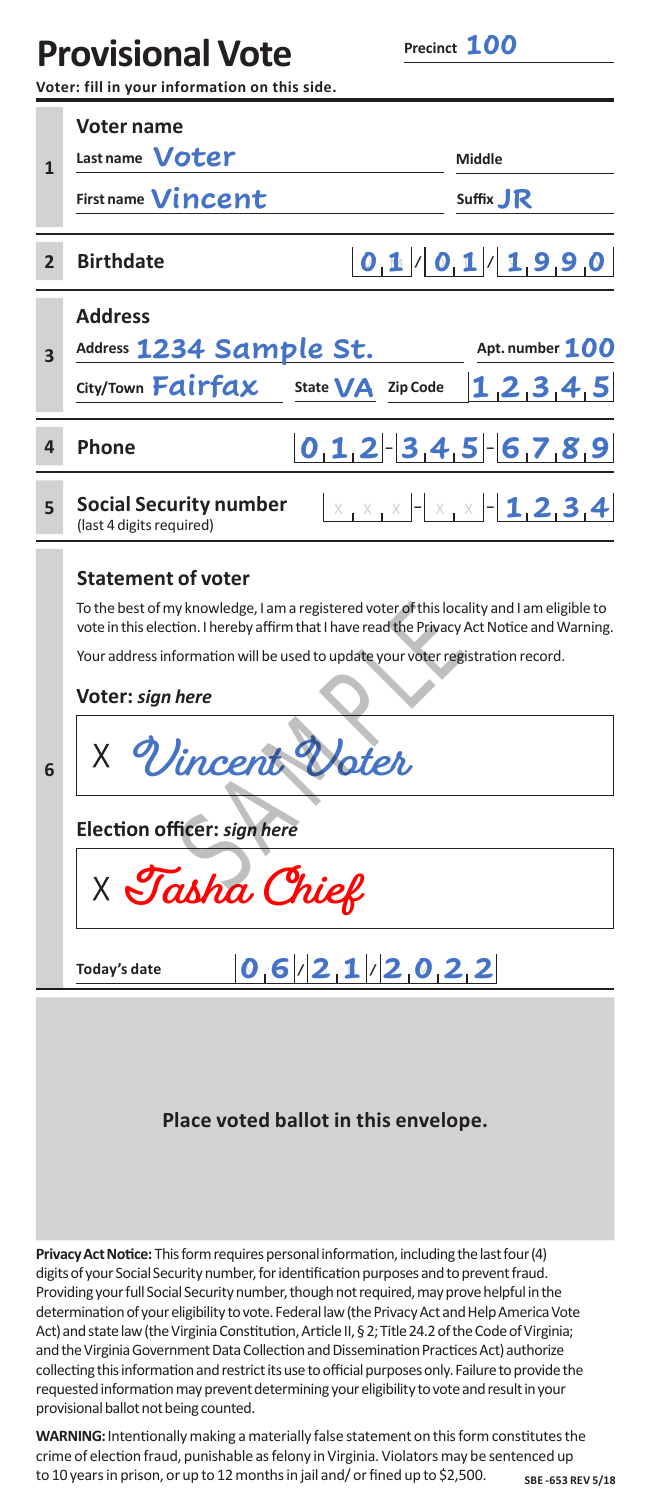# Provisional Vote

Precinct **100**

**Voter: fill in your information on this side.**

| | | |
|---|---|---|
| **1** | **Voter name** | |
| | Last name **Voter** | Middle |
| | First name **Vincent** | Suffix **JR** |
| **2** | **Birthdate** | 01/01/1990 |
| **3** | **Address** | |
| | Address **1234 Sample St.** | Apt. number **100** |
| | City/Town **Fairfax** State **VA** Zip Code | **12345** |
| **4** | **Phone** | 012-345-6789 |
| **5** | **Social Security number** (last 4 digits required) | XXX-XX-1234 |

**6**

### Statement of voter

To the best of my knowledge, I am a registered voter of this locality and I am eligible to vote in this election. I hereby affirm that I have read the Privacy Act Notice and Warning.

Your address information will be used to update your voter registration record.

**Voter:** ***sign here***

X *Vincent Voter*

**Election officer:** ***sign here***

X *Tasha Chief*

**Today's date** 06/21/2022

SAMPLE

**Place voted ballot in this envelope.**

**Privacy Act Notice:** This form requires personal information, including the last four (4) digits of your Social Security number, for identification purposes and to prevent fraud. Providing your full Social Security number, though not required, may prove helpful in the determination of your eligibility to vote. Federal law (the Privacy Act and Help America Vote Act) and state law (the Virginia Constitution, Article II, § 2; Title 24.2 of the Code of Virginia; and the Virginia Government Data Collection and Dissemination Practices Act) authorize collecting this information and restrict its use to official purposes only. Failure to provide the requested information may prevent determining your eligibility to vote and result in your provisional ballot not being counted.

**WARNING:** Intentionally making a materially false statement on this form constitutes the crime of election fraud, punishable as felony in Virginia. Violators may be sentenced up to 10 years in prison, or up to 12 months in jail and/ or fined up to $2,500.

**SBE-653 REV 5/18**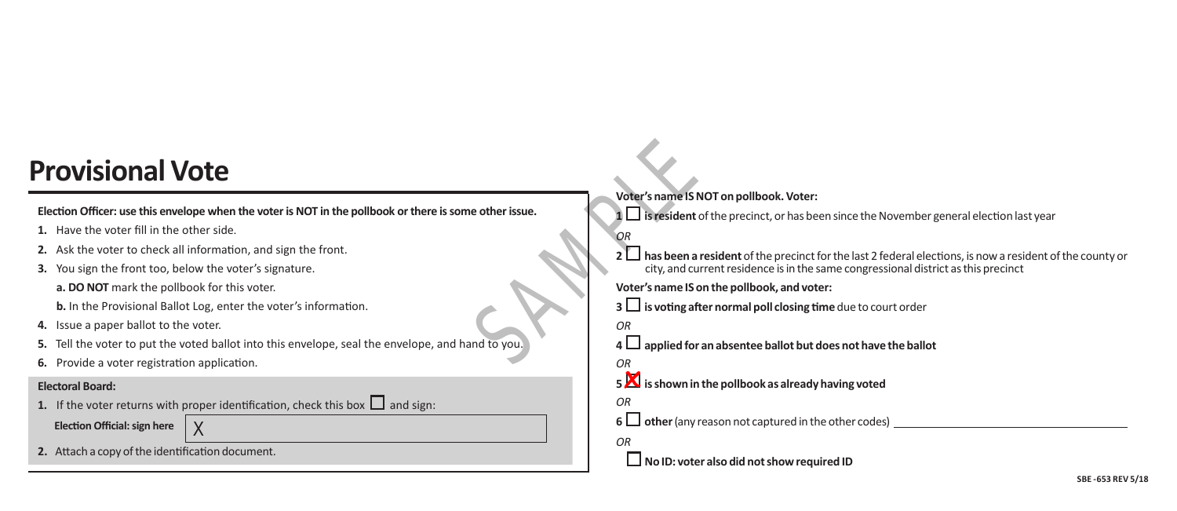# Provisional Vote

**Election Officer: use this envelope when the voter is NOT in the pollbook or there is some other issue.**

1. Have the voter fill in the other side.
2. Ask the voter to check all information, and sign the front.
3. You sign the front too, below the voter's signature.
   
   **a. DO NOT** mark the pollbook for this voter.
   
   **b.** In the Provisional Ballot Log, enter the voter's information.
4. Issue a paper ballot to the voter.
5. Tell the voter to put the voted ballot into this envelope, seal the envelope, and hand to you.
6. Provide a voter registration application.

**Electoral Board:**

1. If the voter returns with proper identification, check this box ☐ and sign:

   **Election Official: sign here** X

2. Attach a copy of the identification document.

SAMPLE

**Voter's name IS NOT on pollbook. Voter:**

**1** ☐ **is resident** of the precinct, or has been since the November general election last year

*OR*

**2** ☐ **has been a resident** of the precinct for the last 2 federal elections, is now a resident of the county or city, and current residence is in the same congressional district as this precinct

**Voter's name IS on the pollbook, and voter:**

**3** ☐ **is voting after normal poll closing time** due to court order

*OR*

**4** ☐ **applied for an absentee ballot but does not have the ballot**

*OR*

**5** ☒ **is shown in the pollbook as already having voted**

*OR*

**6** ☐ **other** (any reason not captured in the other codes) ______________________

*OR*

☐ **No ID: voter also did not show required ID**

SBE -653 REV 5/18